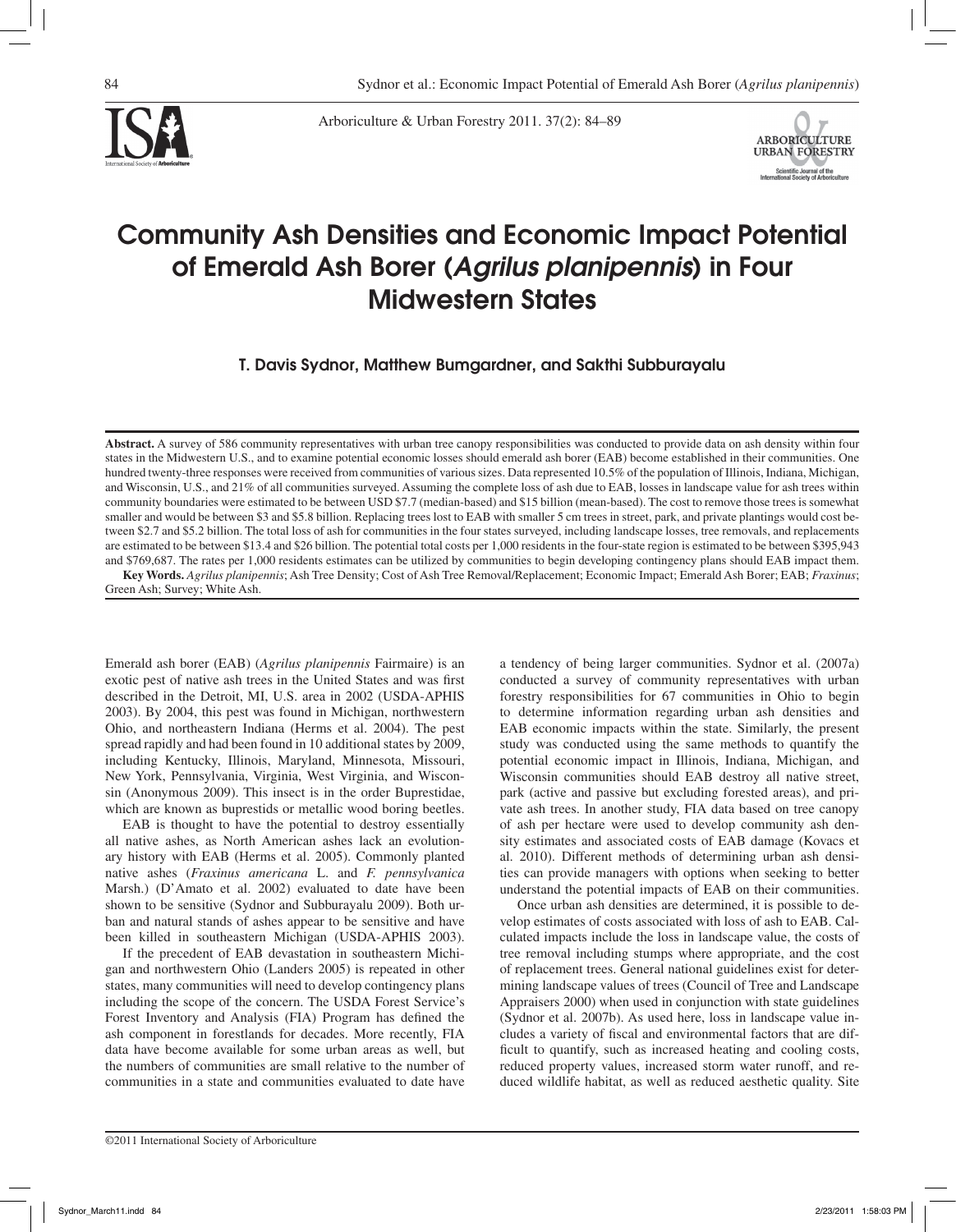# Community Ash Densities and Economic Impact Potential of Emerald Ash Borer (*Agrilus planipennis*) in Four Midwestern States

**T. Davis Sydnor, Matthew Bumgardner, and Sakthi Subburayalu**

**Abstract.** A survey of 586 community representatives with urban tree canopy responsibilities was conducted to provide data on ash density within four states in the Midwestern U.S., and to examine potential economic losses should emerald ash borer (EAB) become established in their communities. One hundred twenty-three responses were received from communities of various sizes. Data represented 10.5% of the population of Illinois, Indiana, Michigan, and Wisconsin, U.S., and 21% of all communities surveyed. Assuming the complete loss of ash due to EAB, losses in landscape value for ash trees within community boundaries were estimated to be between USD $7.7 (median-based) and $15 billion (mean-based). The cost to remove those trees is somewhat smaller and would be between $3 and $5.8 billion. Replacing trees lost to EAB with smaller 5 cm trees in street, park, and private plantings would cost between $2.7 and $5.2 billion. The total loss of ash for communities in the four states surveyed, including landscape losses, tree removals, and replacements are estimated to be between $13.4 and $26 billion. The potential total costs per 1,000 residents in the four-state region is estimated to be between $395,943 and $769,687. The rates per 1,000 residents estimates can be utilized by communities to begin developing contingency plans should EAB impact them.

**Key Words.** *Agrilus planipennis*; Ash Tree Density; Cost of Ash Tree Removal/Replacement; Economic Impact; Emerald Ash Borer; EAB; *Fraxinus*; Green Ash; Survey; White Ash.

Emerald ash borer (EAB) (*Agrilus planipennis* Fairmaire) is an exotic pest of native ash trees in the United States and was first described in the Detroit, MI, U.S. area in 2002 (USDA-APHIS 2003). By 2004, this pest was found in Michigan, northwestern Ohio, and northeastern Indiana (Herms et al. 2004). The pest spread rapidly and had been found in 10 additional states by 2009, including Kentucky, Illinois, Maryland, Minnesota, Missouri, New York, Pennsylvania, Virginia, West Virginia, and Wisconsin (Anonymous 2009). This insect is in the order Buprestidae, which are known as buprestids or metallic wood boring beetles.

EAB is thought to have the potential to destroy essentially all native ashes, as North American ashes lack an evolutionary history with EAB (Herms et al. 2005). Commonly planted native ashes (*Fraxinus americana* L. and *F. pennsylvanica* Marsh.) (D'Amato et al. 2002) evaluated to date have been shown to be sensitive (Sydnor and Subburayalu 2009). Both urban and natural stands of ashes appear to be sensitive and have been killed in southeastern Michigan (USDA-APHIS 2003).

If the precedent of EAB devastation in southeastern Michigan and northwestern Ohio (Landers 2005) is repeated in other states, many communities will need to develop contingency plans including the scope of the concern. The USDA Forest Service's Forest Inventory and Analysis (FIA) Program has defined the ash component in forestlands for decades. More recently, FIA data have become available for some urban areas as well, but the numbers of communities are small relative to the number of communities in a state and communities evaluated to date have a tendency of being larger communities. Sydnor et al. (2007a) conducted a survey of community representatives with urban forestry responsibilities for 67 communities in Ohio to begin to determine information regarding urban ash densities and EAB economic impacts within the state. Similarly, the present study was conducted using the same methods to quantify the potential economic impact in Illinois, Indiana, Michigan, and Wisconsin communities should EAB destroy all native street, park (active and passive but excluding forested areas), and private ash trees. In another study, FIA data based on tree canopy of ash per hectare were used to develop community ash density estimates and associated costs of EAB damage (Kovacs et al. 2010). Different methods of determining urban ash densities can provide managers with options when seeking to better understand the potential impacts of EAB on their communities.

Once urban ash densities are determined, it is possible to develop estimates of costs associated with loss of ash to EAB. Calculated impacts include the loss in landscape value, the costs of tree removal including stumps where appropriate, and the cost of replacement trees. General national guidelines exist for determining landscape values of trees (Council of Tree and Landscape Appraisers 2000) when used in conjunction with state guidelines (Sydnor et al. 2007b). As used here, loss in landscape value includes a variety of fiscal and environmental factors that are difficult to quantify, such as increased heating and cooling costs, reduced property values, increased storm water runoff, and reduced wildlife habitat, as well as reduced aesthetic quality. Site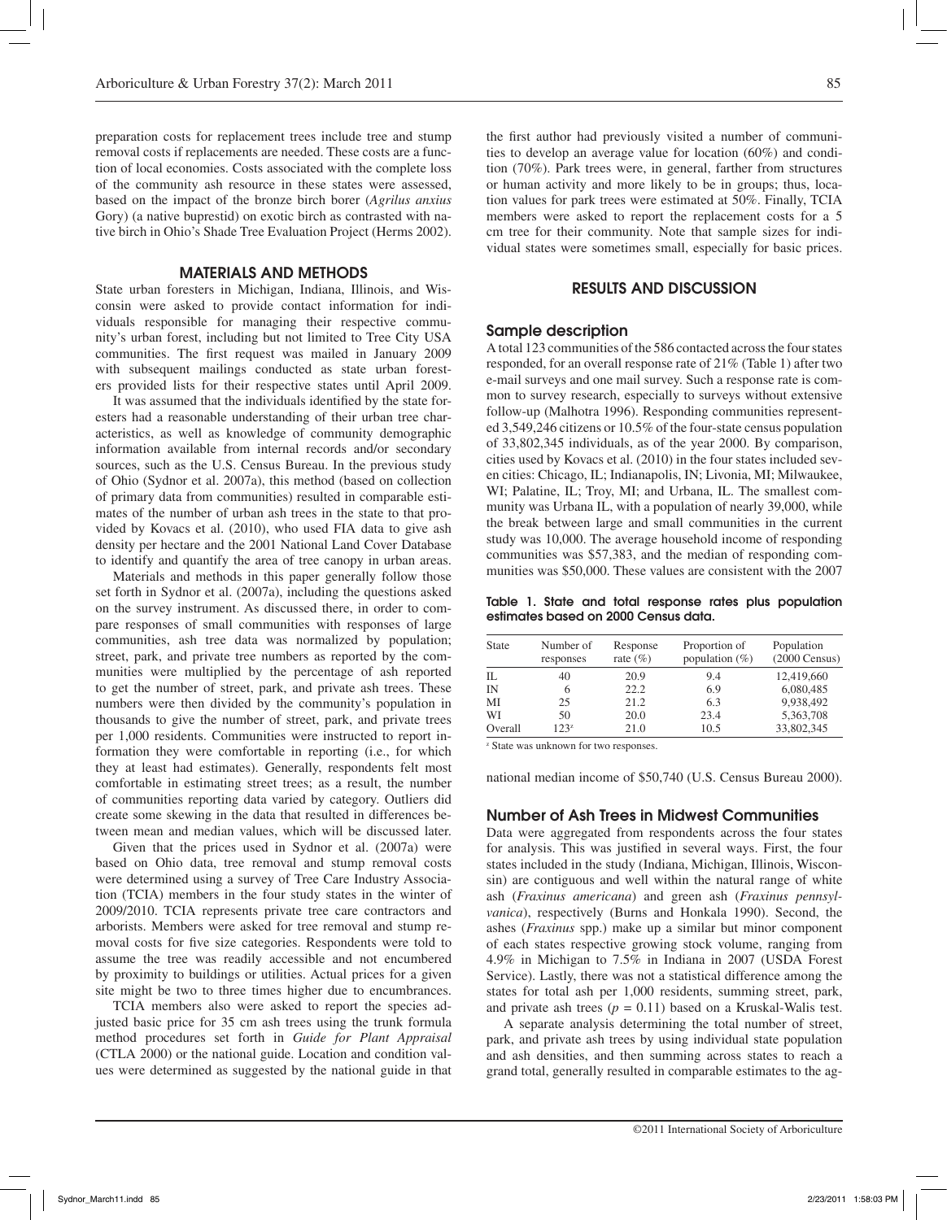preparation costs for replacement trees include tree and stump removal costs if replacements are needed. These costs are a function of local economies. Costs associated with the complete loss of the community ash resource in these states were assessed, based on the impact of the bronze birch borer (*Agrilus anxius* Gory) (a native buprestid) on exotic birch as contrasted with native birch in Ohio's Shade Tree Evaluation Project (Herms 2002).

## MATERIALS AND METHODS

State urban foresters in Michigan, Indiana, Illinois, and Wisconsin were asked to provide contact information for individuals responsible for managing their respective community's urban forest, including but not limited to Tree City USA communities. The first request was mailed in January 2009 with subsequent mailings conducted as state urban foresters provided lists for their respective states until April 2009.

It was assumed that the individuals identified by the state foresters had a reasonable understanding of their urban tree characteristics, as well as knowledge of community demographic information available from internal records and/or secondary sources, such as the U.S. Census Bureau. In the previous study of Ohio (Sydnor et al. 2007a), this method (based on collection of primary data from communities) resulted in comparable estimates of the number of urban ash trees in the state to that provided by Kovacs et al. (2010), who used FIA data to give ash density per hectare and the 2001 National Land Cover Database to identify and quantify the area of tree canopy in urban areas.

Materials and methods in this paper generally follow those set forth in Sydnor et al. (2007a), including the questions asked on the survey instrument. As discussed there, in order to compare responses of small communities with responses of large communities, ash tree data was normalized by population; street, park, and private tree numbers as reported by the communities were multiplied by the percentage of ash reported to get the number of street, park, and private ash trees. These numbers were then divided by the community's population in thousands to give the number of street, park, and private trees per 1,000 residents. Communities were instructed to report information they were comfortable in reporting (i.e., for which they at least had estimates). Generally, respondents felt most comfortable in estimating street trees; as a result, the number of communities reporting data varied by category. Outliers did create some skewing in the data that resulted in differences between mean and median values, which will be discussed later.

Given that the prices used in Sydnor et al. (2007a) were based on Ohio data, tree removal and stump removal costs were determined using a survey of Tree Care Industry Association (TCIA) members in the four study states in the winter of 2009/2010. TCIA represents private tree care contractors and arborists. Members were asked for tree removal and stump removal costs for five size categories. Respondents were told to assume the tree was readily accessible and not encumbered by proximity to buildings or utilities. Actual prices for a given site might be two to three times higher due to encumbrances.

TCIA members also were asked to report the species adjusted basic price for 35 cm ash trees using the trunk formula method procedures set forth in *Guide for Plant Appraisal* (CTLA 2000) or the national guide. Location and condition values were determined as suggested by the national guide in that the first author had previously visited a number of communities to develop an average value for location (60%) and condition (70%). Park trees were, in general, farther from structures or human activity and more likely to be in groups; thus, location values for park trees were estimated at 50%. Finally, TCIA members were asked to report the replacement costs for a 5 cm tree for their community. Note that sample sizes for individual states were sometimes small, especially for basic prices.

## RESULTS AND DISCUSSION

### Sample description

A total 123 communities of the 586 contacted across the four states responded, for an overall response rate of 21% (Table 1) after two e-mail surveys and one mail survey. Such a response rate is common to survey research, especially to surveys without extensive follow-up (Malhotra 1996). Responding communities represented 3,549,246 citizens or 10.5% of the four-state census population of 33,802,345 individuals, as of the year 2000. By comparison, cities used by Kovacs et al. (2010) in the four states included seven cities: Chicago, IL; Indianapolis, IN; Livonia, MI; Milwaukee, WI; Palatine, IL; Troy, MI; and Urbana, IL. The smallest community was Urbana IL, with a population of nearly 39,000, while the break between large and small communities in the current study was 10,000. The average household income of responding communities was $57,383, and the median of responding communities was $50,000. These values are consistent with the 2007 national median income of $50,740 (U.S. Census Bureau 2000).

**Table 1. State and total response rates plus population estimates based on 2000 Census data.**

| State | Number of responses | Response rate (%) | Proportion of population (%) | Population (2000 Census) |
|---|---|---|---|---|
| IL | 40 | 20.9 | 9.4 | 12,419,660 |
| IN | 6 | 22.2 | 6.9 | 6,080,485 |
| MI | 25 | 21.2 | 6.3 | 9,938,492 |
| WI | 50 | 20.0 | 23.4 | 5,363,708 |
| Overall | 123[z] | 21.0 | 10.5 | 33,802,345 |

[z] State was unknown for two responses.

### Number of Ash Trees in Midwest Communities

Data were aggregated from respondents across the four states for analysis. This was justified in several ways. First, the four states included in the study (Indiana, Michigan, Illinois, Wisconsin) are contiguous and well within the natural range of white ash (*Fraxinus americana*) and green ash (*Fraxinus pennsylvanica*), respectively (Burns and Honkala 1990). Second, the ashes (*Fraxinus* spp.) make up a similar but minor component of each states respective growing stock volume, ranging from 4.9% in Michigan to 7.5% in Indiana in 2007 (USDA Forest Service). Lastly, there was not a statistical difference among the states for total ash per 1,000 residents, summing street, park, and private ash trees ($p = 0.11$) based on a Kruskal-Walis test.

A separate analysis determining the total number of street, park, and private ash trees by using individual state population and ash densities, and then summing across states to reach a grand total, generally resulted in comparable estimates to the ag-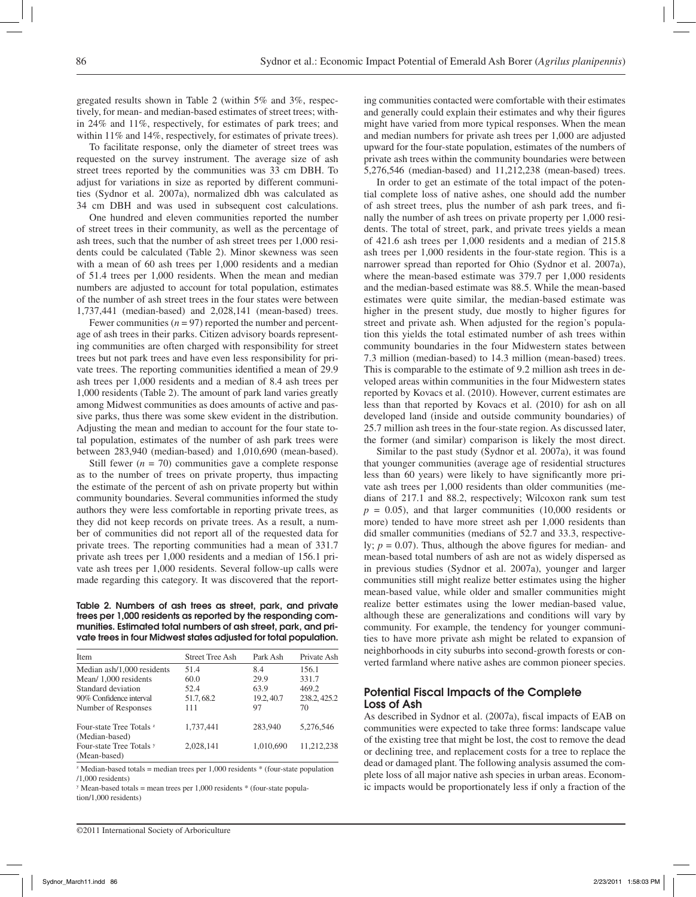gregated results shown in Table 2 (within 5% and 3%, respectively, for mean- and median-based estimates of street trees; within 24% and 11%, respectively, for estimates of park trees; and within 11% and 14%, respectively, for estimates of private trees).

To facilitate response, only the diameter of street trees was requested on the survey instrument. The average size of ash street trees reported by the communities was 33 cm DBH. To adjust for variations in size as reported by different communities (Sydnor et al. 2007a), normalized dbh was calculated as 34 cm DBH and was used in subsequent cost calculations.

One hundred and eleven communities reported the number of street trees in their community, as well as the percentage of ash trees, such that the number of ash street trees per 1,000 residents could be calculated (Table 2). Minor skewness was seen with a mean of 60 ash trees per 1,000 residents and a median of 51.4 trees per 1,000 residents. When the mean and median numbers are adjusted to account for total population, estimates of the number of ash street trees in the four states were between 1,737,441 (median-based) and 2,028,141 (mean-based) trees.

Fewer communities ($n = 97$) reported the number and percentage of ash trees in their parks. Citizen advisory boards representing communities are often charged with responsibility for street trees but not park trees and have even less responsibility for private trees. The reporting communities identified a mean of 29.9 ash trees per 1,000 residents and a median of 8.4 ash trees per 1,000 residents (Table 2). The amount of park land varies greatly among Midwest communities as does amounts of active and passive parks, thus there was some skew evident in the distribution. Adjusting the mean and median to account for the four state total population, estimates of the number of ash park trees were between 283,940 (median-based) and 1,010,690 (mean-based).

Still fewer ($n = 70$) communities gave a complete response as to the number of trees on private property, thus impacting the estimate of the percent of ash on private property but within community boundaries. Several communities informed the study authors they were less comfortable in reporting private trees, as they did not keep records on private trees. As a result, a number of communities did not report all of the requested data for private trees. The reporting communities had a mean of 331.7 private ash trees per 1,000 residents and a median of 156.1 private ash trees per 1,000 residents. Several follow-up calls were made regarding this category. It was discovered that the reporting communities contacted were comfortable with their estimates and generally could explain their estimates and why their figures might have varied from more typical responses. When the mean and median numbers for private ash trees per 1,000 are adjusted upward for the four-state population, estimates of the numbers of private ash trees within the community boundaries were between 5,276,546 (median-based) and 11,212,238 (mean-based) trees.

**Table 2. Numbers of ash trees as street, park, and private trees per 1,000 residents as reported by the responding communities. Estimated total numbers of ash street, park, and private trees in four Midwest states adjusted for total population.**

| Item | Street Tree Ash | Park Ash | Private Ash |
|---|---|---|---|
| Median ash/1,000 residents | 51.4 | 8.4 | 156.1 |
| Mean/ 1,000 residents | 60.0 | 29.9 | 331.7 |
| Standard deviation | 52.4 | 63.9 | 469.2 |
| 90% Confidence interval | 51.7, 68.2 | 19.2, 40.7 | 238.2, 425.2 |
| Number of Responses | 111 | 97 | 70 |
| Four-state Tree Totals [z] (Median-based) | 1,737,441 | 283,940 | 5,276,546 |
| Four-state Tree Totals [y] (Mean-based) | 2,028,141 | 1,010,690 | 11,212,238 |

[z] Median-based totals = median trees per 1,000 residents * (four-state population /1,000 residents)

[y] Mean-based totals = mean trees per 1,000 residents * (four-state population/1,000 residents)

In order to get an estimate of the total impact of the potential complete loss of native ashes, one should add the number of ash street trees, plus the number of ash park trees, and finally the number of ash trees on private property per 1,000 residents. The total of street, park, and private trees yields a mean of 421.6 ash trees per 1,000 residents and a median of 215.8 ash trees per 1,000 residents in the four-state region. This is a narrower spread than reported for Ohio (Sydnor et al. 2007a), where the mean-based estimate was 379.7 per 1,000 residents and the median-based estimate was 88.5. While the mean-based estimates were quite similar, the median-based estimate was higher in the present study, due mostly to higher figures for street and private ash. When adjusted for the region's population this yields the total estimated number of ash trees within community boundaries in the four Midwestern states between 7.3 million (median-based) to 14.3 million (mean-based) trees. This is comparable to the estimate of 9.2 million ash trees in developed areas within communities in the four Midwestern states reported by Kovacs et al. (2010). However, current estimates are less than that reported by Kovacs et al. (2010) for ash on all developed land (inside and outside community boundaries) of 25.7 million ash trees in the four-state region. As discussed later, the former (and similar) comparison is likely the most direct.

Similar to the past study (Sydnor et al. 2007a), it was found that younger communities (average age of residential structures less than 60 years) were likely to have significantly more private ash trees per 1,000 residents than older communities (medians of 217.1 and 88.2, respectively; Wilcoxon rank sum test $p = 0.05$), and that larger communities (10,000 residents or more) tended to have more street ash per 1,000 residents than did smaller communities (medians of 52.7 and 33.3, respectively; $p = 0.07$). Thus, although the above figures for median- and mean-based total numbers of ash are not as widely dispersed as in previous studies (Sydnor et al. 2007a), younger and larger communities still might realize better estimates using the higher mean-based value, while older and smaller communities might realize better estimates using the lower median-based value, although these are generalizations and conditions will vary by community. For example, the tendency for younger communities to have more private ash might be related to expansion of neighborhoods in city suburbs into second-growth forests or converted farmland where native ashes are common pioneer species.

## Potential Fiscal Impacts of the Complete Loss of Ash

As described in Sydnor et al. (2007a), fiscal impacts of EAB on communities were expected to take three forms: landscape value of the existing tree that might be lost, the cost to remove the dead or declining tree, and replacement costs for a tree to replace the dead or damaged plant. The following analysis assumed the complete loss of all major native ash species in urban areas. Economic impacts would be proportionately less if only a fraction of the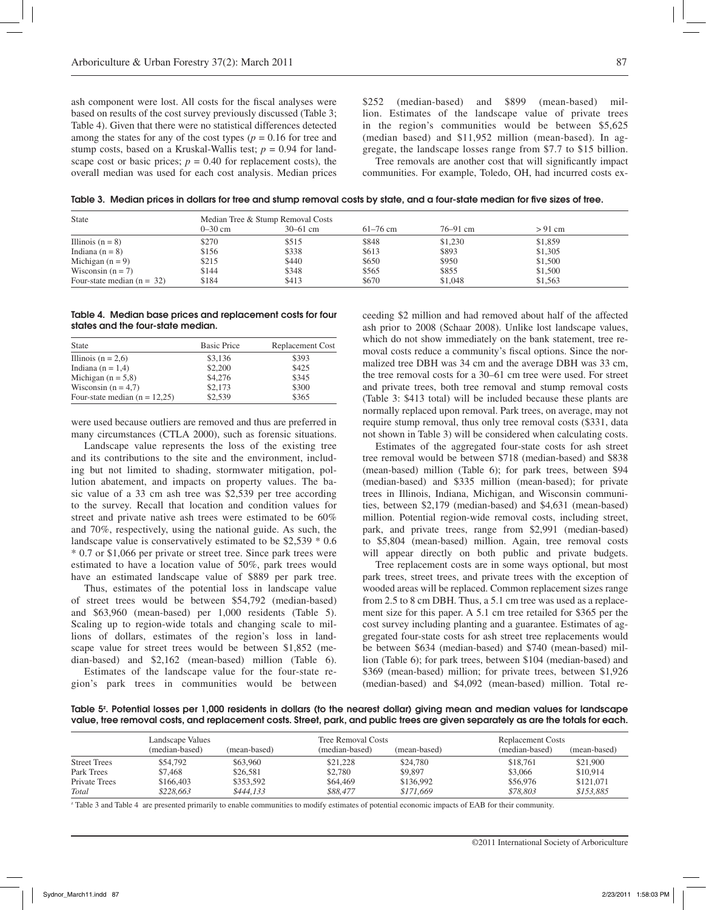ash component were lost. All costs for the fiscal analyses were based on results of the cost survey previously discussed (Table 3; Table 4). Given that there were no statistical differences detected among the states for any of the cost types ($p = 0.16$ for tree and stump costs, based on a Kruskal-Wallis test; $p = 0.94$ for landscape cost or basic prices; $p = 0.40$ for replacement costs), the overall median was used for each cost analysis. Median prices were used because outliers are removed and thus are preferred in many circumstances (CTLA 2000), such as forensic situations.

Landscape value represents the loss of the existing tree and its contributions to the site and the environment, including but not limited to shading, stormwater mitigation, pollution abatement, and impacts on property values. The basic value of a 33 cm ash tree was $2,539 per tree according to the survey. Recall that location and condition values for street and private native ash trees were estimated to be 60% and 70%, respectively, using the national guide. As such, the landscape value is conservatively estimated to be $2,539 * 0.6 * 0.7 or $1,066 per private or street tree. Since park trees were estimated to have a location value of 50%, park trees would have an estimated landscape value of $889 per park tree.

Thus, estimates of the potential loss in landscape value of street trees would be between $54,792 (median-based) and $63,960 (mean-based) per 1,000 residents (Table 5). Scaling up to region-wide totals and changing scale to millions of dollars, estimates of the region's loss in landscape value for street trees would be between $1,852 (median-based) and $2,162 (mean-based) million (Table 6).

Estimates of the landscape value for the four-state region's park trees in communities would be between $252 (median-based) and $899 (mean-based) million. Estimates of the landscape value of private trees in the region's communities would be between $5,625 (median based) and $11,952 million (mean-based). In aggregate, the landscape losses range from $7.7 to $15 billion.

Tree removals are another cost that will significantly impact communities. For example, Toledo, OH, had incurred costs exceeding $2 million and had removed about half of the affected ash prior to 2008 (Schaar 2008). Unlike lost landscape values, which do not show immediately on the bank statement, tree removal costs reduce a community's fiscal options. Since the normalized tree DBH was 34 cm and the average DBH was 33 cm, the tree removal costs for a 30–61 cm tree were used. For street and private trees, both tree removal and stump removal costs (Table 3: $413 total) will be included because these plants are normally replaced upon removal. Park trees, on average, may not require stump removal, thus only tree removal costs ($331, data not shown in Table 3) will be considered when calculating costs.

**Table 3. Median prices in dollars for tree and stump removal costs by state, and a four-state median for five sizes of tree.**

| State | Median Tree & Stump Removal Costs | | | | |
|---|---|---|---|---|---|
| | 0–30 cm | 30–61 cm | 61–76 cm | 76–91 cm | > 91 cm |
| Illinois (n = 8) | $270 | $515 | $848 | $1,230 | $1,859 |
| Indiana (n = 8) | $156 | $338 | $613 | $893 | $1,305 |
| Michigan (n = 9) | $215 | $440 | $650 | $950 | $1,500 |
| Wisconsin (n = 7) | $144 | $348 | $565 | $855 | $1,500 |
| Four-state median (n = 32) | $184 | $413 | $670 | $1,048 | $1,563 |

**Table 4. Median base prices and replacement costs for four states and the four-state median.**

| State | Basic Price | Replacement Cost |
|---|---|---|
| Illinois (n = 2,6) | $3,136 | $393 |
| Indiana (n = 1,4) | $2,200 | $425 |
| Michigan (n = 5,8) | $4,276 | $345 |
| Wisconsin (n = 4,7) | $2,173 | $300 |
| Four-state median (n = 12,25) | $2,539 | $365 |

Estimates of the aggregated four-state costs for ash street tree removal would be between $718 (median-based) and $838 (mean-based) million (Table 6); for park trees, between $94 (median-based) and $335 million (mean-based); for private trees in Illinois, Indiana, Michigan, and Wisconsin communities, between $2,179 (median-based) and $4,631 (mean-based) million. Potential region-wide removal costs, including street, park, and private trees, range from $2,991 (median-based) to $5,804 (mean-based) million. Again, tree removal costs will appear directly on both public and private budgets.

Tree replacement costs are in some ways optional, but most park trees, street trees, and private trees with the exception of wooded areas will be replaced. Common replacement sizes range from 2.5 to 8 cm DBH. Thus, a 5.1 cm tree was used as a replacement size for this paper. A 5.1 cm tree retailed for $365 per the cost survey including planting and a guarantee. Estimates of aggregated four-state costs for ash street tree replacements would be between $634 (median-based) and $740 (mean-based) million (Table 6); for park trees, between $104 (median-based) and $369 (mean-based) million; for private trees, between $1,926 (median-based) and $4,092 (mean-based) million. Total re-

**Table 5[z]. Potential losses per 1,000 residents in dollars (to the nearest dollar) giving mean and median values for landscape value, tree removal costs, and replacement costs. Street, park, and public trees are given separately as are the totals for each.**

| | Landscape Values (median-based) | (mean-based) | Tree Removal Costs (median-based) | (mean-based) | Replacement Costs (median-based) | (mean-based) |
|---|---|---|---|---|---|---|
| Street Trees | $54,792 | $63,960 | $21,228 | $24,780 | $18,761 | $21,900 |
| Park Trees | $7,468 | $26,581 | $2,780 | $9,897 | $3,066 | $10,914 |
| Private Trees | $166,403 | $353,592 | $64,469 | $136,992 | $56,976 | $121,071 |
| *Total* | *$228,663* | *$444,133* | *$88,477* | *$171,669* | *$78,803* | *$153,885* |

[z] Table 3 and Table 4 are presented primarily to enable communities to modify estimates of potential economic impacts of EAB for their community.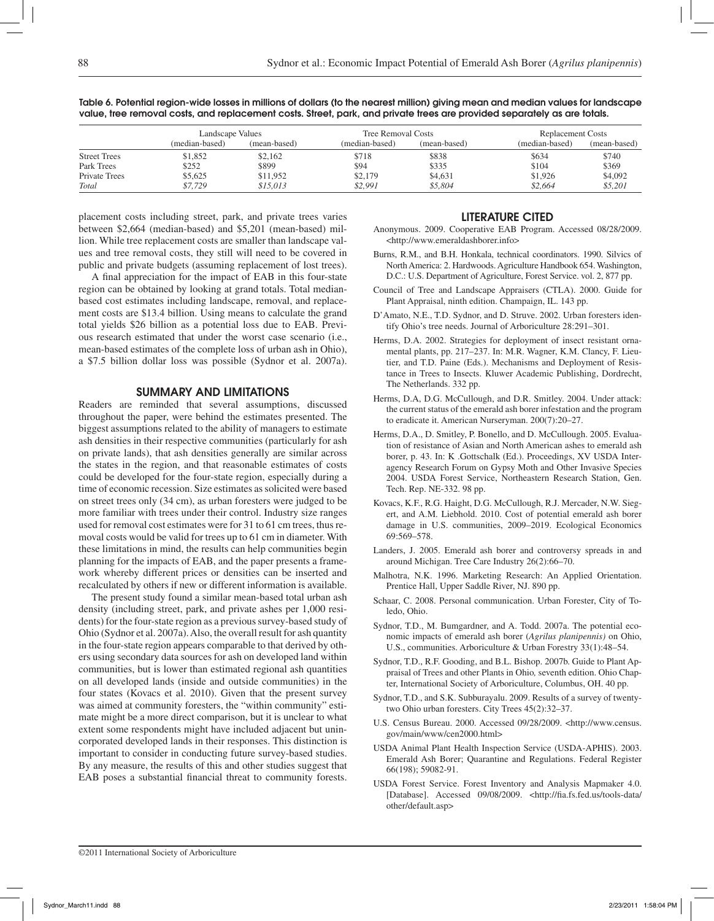Table 6. Potential region-wide losses in millions of dollars (to the nearest million) giving mean and median values for landscape value, tree removal costs, and replacement costs. Street, park, and private trees are provided separately as are totals.

| | Landscape Values | | Tree Removal Costs | | Replacement Costs | |
|---|---|---|---|---|---|---|
| | (median-based) | (mean-based) | (median-based) | (mean-based) | (median-based) | (mean-based) |
| Street Trees | $1,852 | $2,162 | $718 | $838 | $634 | $740 |
| Park Trees | $252 | $899 | $94 | $335 | $104 | $369 |
| Private Trees | $5,625 | $11,952 | $2,179 | $4,631 | $1,926 | $4,092 |
| *Total* | *$7,729* | *$15,013* | *$2,991* | *$5,804* | *$2,664* | *$5,201* |

placement costs including street, park, and private trees varies between $2,664 (median-based) and $5,201 (mean-based) million. While tree replacement costs are smaller than landscape values and tree removal costs, they still will need to be covered in public and private budgets (assuming replacement of lost trees).

A final appreciation for the impact of EAB in this four-state region can be obtained by looking at grand totals. Total median-based cost estimates including landscape, removal, and replacement costs are $13.4 billion. Using means to calculate the grand total yields $26 billion as a potential loss due to EAB. Previous research estimated that under the worst case scenario (i.e., mean-based estimates of the complete loss of urban ash in Ohio), a $7.5 billion dollar loss was possible (Sydnor et al. 2007a).

## SUMMARY AND LIMITATIONS

Readers are reminded that several assumptions, discussed throughout the paper, were behind the estimates presented. The biggest assumptions related to the ability of managers to estimate ash densities in their respective communities (particularly for ash on private lands), that ash densities generally are similar across the states in the region, and that reasonable estimates of costs could be developed for the four-state region, especially during a time of economic recession. Size estimates as solicited were based on street trees only (34 cm), as urban foresters were judged to be more familiar with trees under their control. Industry size ranges used for removal cost estimates were for 31 to 61 cm trees, thus removal costs would be valid for trees up to 61 cm in diameter. With these limitations in mind, the results can help communities begin planning for the impacts of EAB, and the paper presents a framework whereby different prices or densities can be inserted and recalculated by others if new or different information is available.

The present study found a similar mean-based total urban ash density (including street, park, and private ashes per 1,000 residents) for the four-state region as a previous survey-based study of Ohio (Sydnor et al. 2007a). Also, the overall result for ash quantity in the four-state region appears comparable to that derived by others using secondary data sources for ash on developed land within communities, but is lower than estimated regional ash quantities on all developed lands (inside and outside communities) in the four states (Kovacs et al. 2010). Given that the present survey was aimed at community foresters, the "within community" estimate might be a more direct comparison, but it is unclear to what extent some respondents might have included adjacent but unincorporated developed lands in their responses. This distinction is important to consider in conducting future survey-based studies. By any measure, the results of this and other studies suggest that EAB poses a substantial financial threat to community forests.

## LITERATURE CITED

Anonymous. 2009. Cooperative EAB Program. Accessed 08/28/2009. <http://www.emeraldashborer.info>

Burns, R.M., and B.H. Honkala, technical coordinators. 1990. Silvics of North America: 2. Hardwoods. Agriculture Handbook 654. Washington, D.C.: U.S. Department of Agriculture, Forest Service. vol. 2, 877 pp.

Council of Tree and Landscape Appraisers (CTLA). 2000. Guide for Plant Appraisal, ninth edition. Champaign, IL. 143 pp.

D'Amato, N.E., T.D. Sydnor, and D. Struve. 2002. Urban foresters identify Ohio's tree needs. Journal of Arboriculture 28:291–301.

Herms, D.A. 2002. Strategies for deployment of insect resistant ornamental plants, pp. 217–237. In: M.R. Wagner, K.M. Clancy, F. Lieutier, and T.D. Paine (Eds.). Mechanisms and Deployment of Resistance in Trees to Insects. Kluwer Academic Publishing, Dordrecht, The Netherlands. 332 pp.

Herms, D.A, D.G. McCullough, and D.R. Smitley. 2004. Under attack: the current status of the emerald ash borer infestation and the program to eradicate it. American Nurseryman. 200(7):20–27.

Herms, D.A., D. Smitley, P. Bonello, and D. McCullough. 2005. Evaluation of resistance of Asian and North American ashes to emerald ash borer, p. 43. In: K .Gottschalk (Ed.). Proceedings, XV USDA Interagency Research Forum on Gypsy Moth and Other Invasive Species 2004. USDA Forest Service, Northeastern Research Station, Gen. Tech. Rep. NE-332. 98 pp.

Kovacs, K.F., R.G. Haight, D.G. McCullough, R.J. Mercader, N.W. Siegert, and A.M. Liebhold. 2010. Cost of potential emerald ash borer damage in U.S. communities, 2009–2019. Ecological Economics 69:569–578.

Landers, J. 2005. Emerald ash borer and controversy spreads in and around Michigan. Tree Care Industry 26(2):66–70.

Malhotra, N.K. 1996. Marketing Research: An Applied Orientation. Prentice Hall, Upper Saddle River, NJ. 890 pp.

Schaar, C. 2008. Personal communication. Urban Forester, City of Toledo, Ohio.

Sydnor, T.D., M. Bumgardner, and A. Todd. 2007a. The potential economic impacts of emerald ash borer (*Agrilus planipennis)* on Ohio, U.S., communities. Arboriculture & Urban Forestry 33(1):48–54.

Sydnor, T.D., R.F. Gooding, and B.L. Bishop. 2007b. Guide to Plant Appraisal of Trees and other Plants in Ohio*,* seventh edition. Ohio Chapter, International Society of Arboriculture, Columbus, OH. 40 pp.

Sydnor, T.D., and S.K. Subburayalu. 2009. Results of a survey of twenty-two Ohio urban foresters. City Trees 45(2):32–37.

U.S. Census Bureau. 2000. Accessed 09/28/2009. <http://www.census.gov/main/www/cen2000.html>

USDA Animal Plant Health Inspection Service (USDA-APHIS). 2003. Emerald Ash Borer; Quarantine and Regulations. Federal Register 66(198); 59082-91.

USDA Forest Service. Forest Inventory and Analysis Mapmaker 4.0. [Database]. Accessed 09/08/2009. <http://fia.fs.fed.us/tools-data/other/default.asp>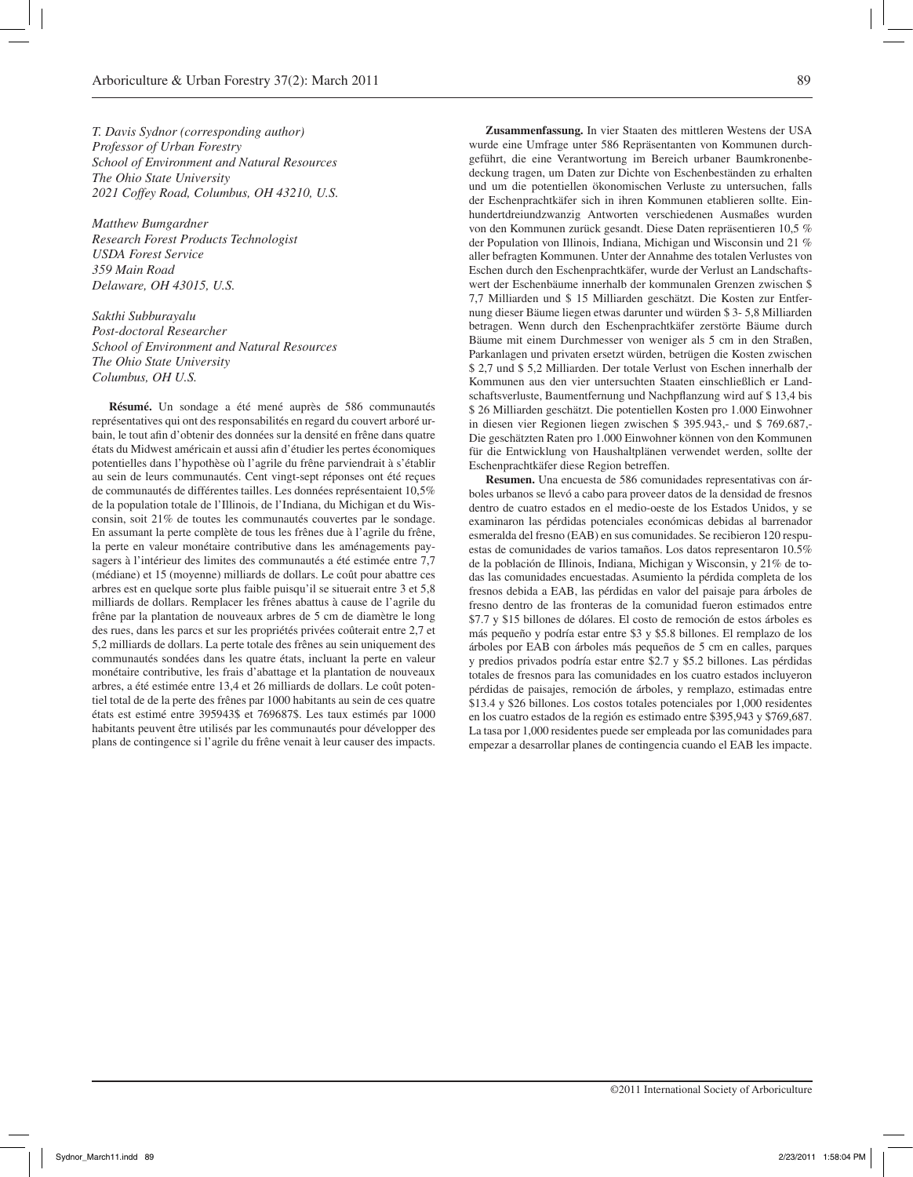*T. Davis Sydnor (corresponding author)*
*Professor of Urban Forestry*
*School of Environment and Natural Resources*
*The Ohio State University*
*2021 Coffey Road, Columbus, OH 43210, U.S.*

*Matthew Bumgardner*
*Research Forest Products Technologist*
*USDA Forest Service*
*359 Main Road*
*Delaware, OH 43015, U.S.*

*Sakthi Subburayalu*
*Post-doctoral Researcher*
*School of Environment and Natural Resources*
*The Ohio State University*
*Columbus, OH U.S.*

**Résumé.** Un sondage a été mené auprès de 586 communautés représentatives qui ont des responsabilités en regard du couvert arboré urbain, le tout afin d'obtenir des données sur la densité en frêne dans quatre états du Midwest américain et aussi afin d'étudier les pertes économiques potentielles dans l'hypothèse où l'agrile du frêne parviendrait à s'établir au sein de leurs communautés. Cent vingt-sept réponses ont été reçues de communautés de différentes tailles. Les données représentaient 10,5% de la population totale de l'Illinois, de l'Indiana, du Michigan et du Wisconsin, soit 21% de toutes les communautés couvertes par le sondage. En assumant la perte complète de tous les frênes due à l'agrile du frêne, la perte en valeur monétaire contributive dans les aménagements paysagers à l'intérieur des limites des communautés a été estimée entre 7,7 (médiane) et 15 (moyenne) milliards de dollars. Le coût pour abattre ces arbres est en quelque sorte plus faible puisqu'il se situerait entre 3 et 5,8 milliards de dollars. Remplacer les frênes abattus à cause de l'agrile du frêne par la plantation de nouveaux arbres de 5 cm de diamètre le long des rues, dans les parcs et sur les propriétés privées coûterait entre 2,7 et 5,2 milliards de dollars. La perte totale des frênes au sein uniquement des communautés sondées dans les quatre états, incluant la perte en valeur monétaire contributive, les frais d'abattage et la plantation de nouveaux arbres, a été estimée entre 13,4 et 26 milliards de dollars. Le coût potentiel total de de la perte des frênes par 1000 habitants au sein de ces quatre états est estimé entre 395943$ et 769687$. Les taux estimés par 1000 habitants peuvent être utilisés par les communautés pour développer des plans de contingence si l'agrile du frêne venait à leur causer des impacts.

**Zusammenfassung.** In vier Staaten des mittleren Westens der USA wurde eine Umfrage unter 586 Repräsentanten von Kommunen durchgeführt, die eine Verantwortung im Bereich urbaner Baumkronenbedeckung tragen, um Daten zur Dichte von Eschenbeständen zu erhalten und um die potentiellen ökonomischen Verluste zu untersuchen, falls der Eschenprachtkäfer sich in ihren Kommunen etablieren sollte. Einhundertdreiundzwanzig Antworten verschiedenen Ausmaßes wurden von den Kommunen zurück gesandt. Diese Daten repräsentieren 10,5 % der Population von Illinois, Indiana, Michigan und Wisconsin und 21 % aller befragten Kommunen. Unter der Annahme des totalen Verlustes von Eschen durch den Eschenprachtkäfer, wurde der Verlust an Landschaftswert der Eschenbäume innerhalb der kommunalen Grenzen zwischen $ 7,7 Milliarden und $ 15 Milliarden geschätzt. Die Kosten zur Entfernung dieser Bäume liegen etwas darunter und würden $ 3- 5,8 Milliarden betragen. Wenn durch den Eschenprachtkäfer zerstörte Bäume durch Bäume mit einem Durchmesser von weniger als 5 cm in den Straßen, Parkanlagen und privaten ersetzt würden, betrügen die Kosten zwischen $ 2,7 und $ 5,2 Milliarden. Der totale Verlust von Eschen innerhalb der Kommunen aus den vier untersuchten Staaten einschließlich er Landschaftsverluste, Baumentfernung und Nachpflanzung wird auf $ 13,4 bis $ 26 Milliarden geschätzt. Die potentiellen Kosten pro 1.000 Einwohner in diesen vier Regionen liegen zwischen $ 395.943,- und $ 769.687,- Die geschätzten Raten pro 1.000 Einwohner können von den Kommunen für die Entwicklung von Haushaltplänen verwendet werden, sollte der Eschenprachtkäfer diese Region betreffen.

**Resumen.** Una encuesta de 586 comunidades representativas con árboles urbanos se llevó a cabo para proveer datos de la densidad de fresnos dentro de cuatro estados en el medio-oeste de los Estados Unidos, y se examinaron las pérdidas potenciales económicas debidas al barrenador esmeralda del fresno (EAB) en sus comunidades. Se recibieron 120 respuestas de comunidades de varios tamaños. Los datos representaron 10.5% de la población de Illinois, Indiana, Michigan y Wisconsin, y 21% de todas las comunidades encuestadas. Asumiento la pérdida completa de los fresnos debida a EAB, las pérdidas en valor del paisaje para árboles de fresno dentro de las fronteras de la comunidad fueron estimados entre $7.7 y $15 billones de dólares. El costo de remoción de estos árboles es más pequeño y podría estar entre $3 y $5.8 billones. El remplazo de los árboles por EAB con árboles más pequeños de 5 cm en calles, parques y predios privados podría estar entre $2.7 y $5.2 billones. Las pérdidas totales de fresnos para las comunidades en los cuatro estados incluyeron pérdidas de paisajes, remoción de árboles, y remplazo, estimadas entre $13.4 y $26 billones. Los costos totales potenciales por 1,000 residentes en los cuatro estados de la región es estimado entre $395,943 y $769,687. La tasa por 1,000 residentes puede ser empleada por las comunidades para empezar a desarrollar planes de contingencia cuando el EAB les impacte.